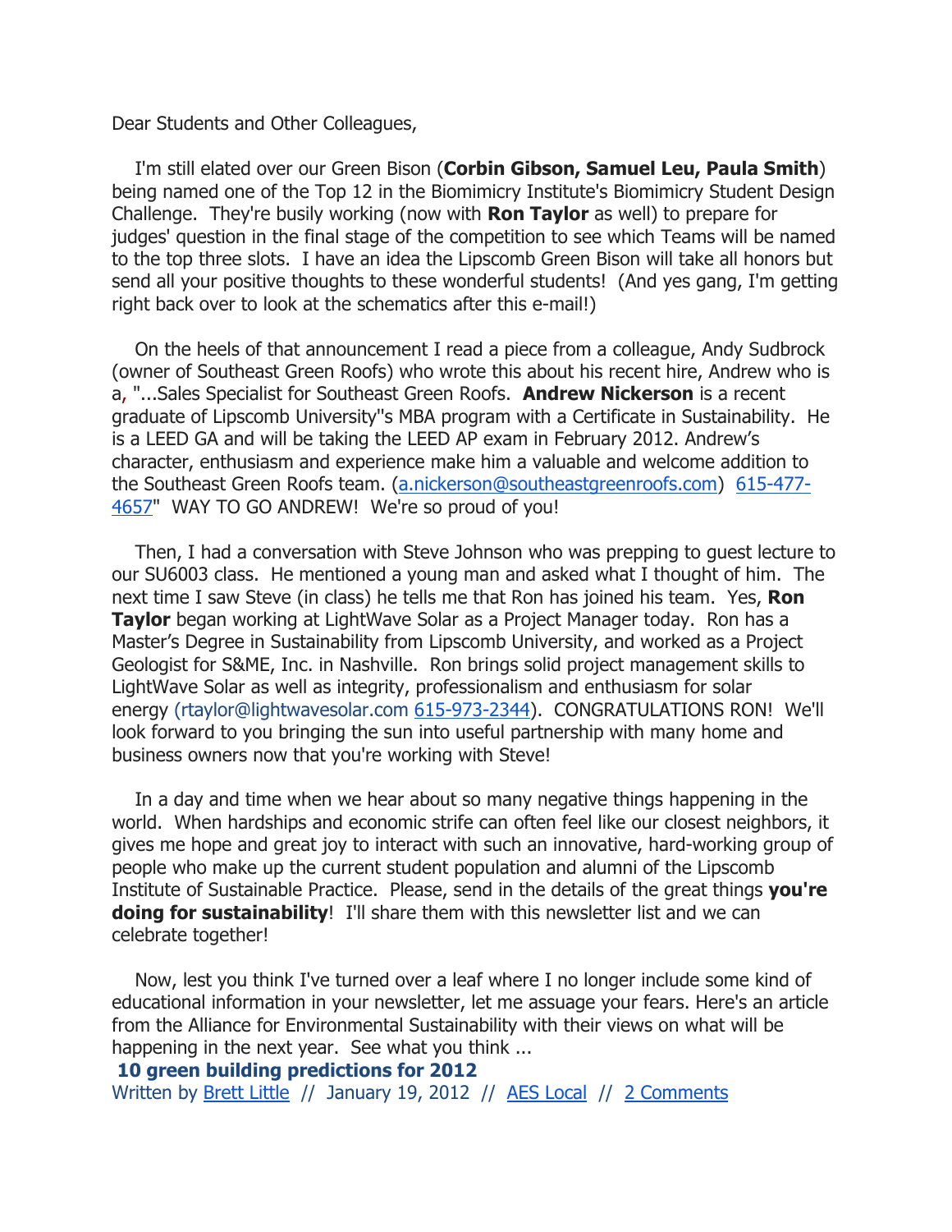Dear Students and Other Colleagues,

I'm still elated over our Green Bison (**Corbin Gibson, Samuel Leu, Paula Smith**) being named one of the Top 12 in the Biomimicry Institute's Biomimicry Student Design Challenge. They're busily working (now with **Ron Taylor** as well) to prepare for judges' question in the final stage of the competition to see which Teams will be named to the top three slots. I have an idea the Lipscomb Green Bison will take all honors but send all your positive thoughts to these wonderful students! (And yes gang, I'm getting right back over to look at the schematics after this e-mail!)

On the heels of that announcement I read a piece from a colleague, Andy Sudbrock (owner of Southeast Green Roofs) who wrote this about his recent hire, Andrew who is a, "...Sales Specialist for Southeast Green Roofs. **Andrew Nickerson** is a recent graduate of Lipscomb University''s MBA program with a Certificate in Sustainability. He is a LEED GA and will be taking the LEED AP exam in February 2012. Andrew's character, enthusiasm and experience make him a valuable and welcome addition to the Southeast Green Roofs team. (a.nickerson@southeastgreenroofs.com) 615-477-4657" WAY TO GO ANDREW! We're so proud of you!

Then, I had a conversation with Steve Johnson who was prepping to guest lecture to our SU6003 class. He mentioned a young man and asked what I thought of him. The next time I saw Steve (in class) he tells me that Ron has joined his team. Yes, **Ron Taylor** began working at LightWave Solar as a Project Manager today. Ron has a Master's Degree in Sustainability from Lipscomb University, and worked as a Project Geologist for S&ME, Inc. in Nashville. Ron brings solid project management skills to LightWave Solar as well as integrity, professionalism and enthusiasm for solar energy (rtaylor@lightwavesolar.com 615-973-2344). CONGRATULATIONS RON! We'll look forward to you bringing the sun into useful partnership with many home and business owners now that you're working with Steve!

In a day and time when we hear about so many negative things happening in the world. When hardships and economic strife can often feel like our closest neighbors, it gives me hope and great joy to interact with such an innovative, hard-working group of people who make up the current student population and alumni of the Lipscomb Institute of Sustainable Practice. Please, send in the details of the great things **you're doing for sustainability**! I'll share them with this newsletter list and we can celebrate together!

Now, lest you think I've turned over a leaf where I no longer include some kind of educational information in your newsletter, let me assuage your fears. Here's an article from the Alliance for Environmental Sustainability with their views on what will be happening in the next year. See what you think ...

**10 green building predictions for 2012**

Written by Brett Little // January 19, 2012 // AES Local // 2 Comments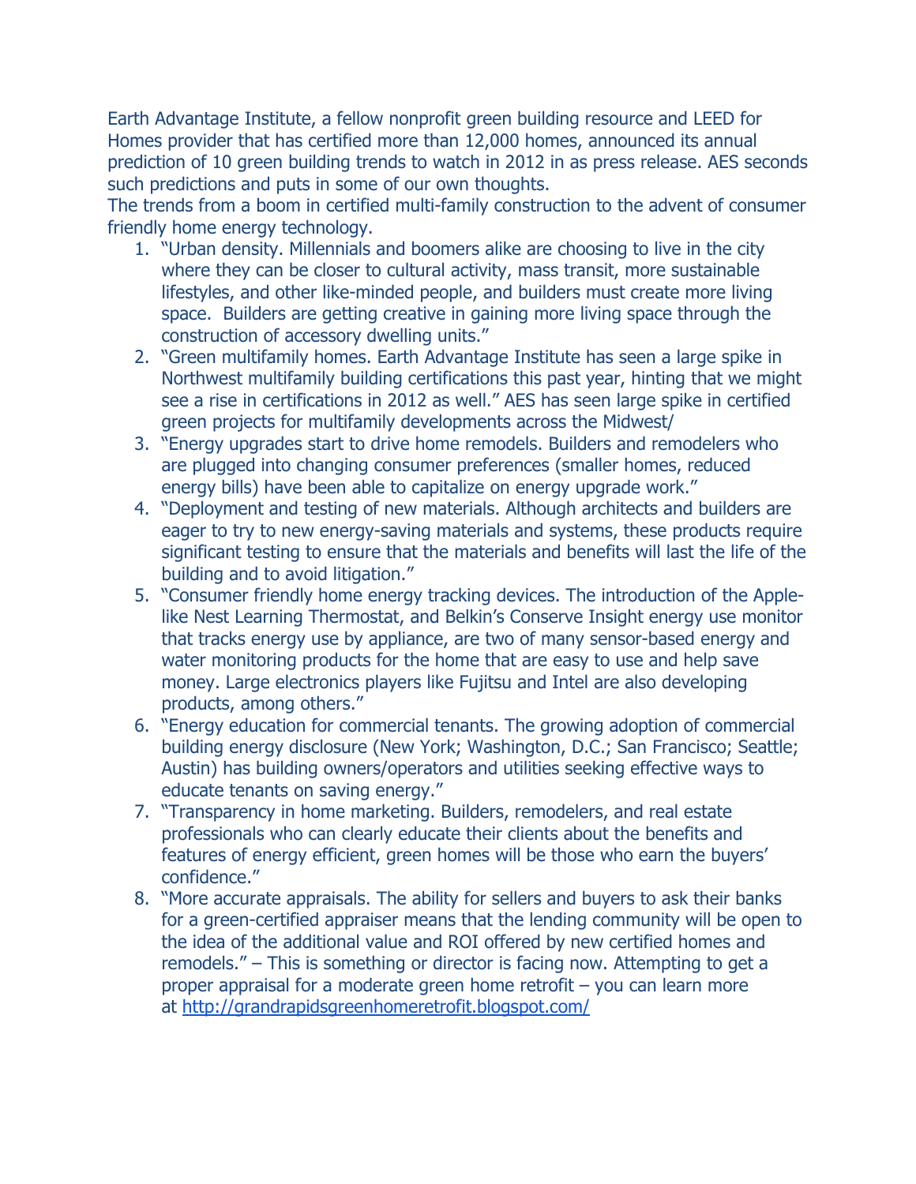Earth Advantage Institute, a fellow nonprofit green building resource and LEED for Homes provider that has certified more than 12,000 homes, announced its annual prediction of 10 green building trends to watch in 2012 in as press release. AES seconds such predictions and puts in some of our own thoughts.

The trends from a boom in certified multi-family construction to the advent of consumer friendly home energy technology.

1. "Urban density. Millennials and boomers alike are choosing to live in the city where they can be closer to cultural activity, mass transit, more sustainable lifestyles, and other like-minded people, and builders must create more living space. Builders are getting creative in gaining more living space through the construction of accessory dwelling units."
2. "Green multifamily homes. Earth Advantage Institute has seen a large spike in Northwest multifamily building certifications this past year, hinting that we might see a rise in certifications in 2012 as well." AES has seen large spike in certified green projects for multifamily developments across the Midwest/
3. "Energy upgrades start to drive home remodels. Builders and remodelers who are plugged into changing consumer preferences (smaller homes, reduced energy bills) have been able to capitalize on energy upgrade work."
4. "Deployment and testing of new materials. Although architects and builders are eager to try to new energy-saving materials and systems, these products require significant testing to ensure that the materials and benefits will last the life of the building and to avoid litigation."
5. "Consumer friendly home energy tracking devices. The introduction of the Apple-like Nest Learning Thermostat, and Belkin's Conserve Insight energy use monitor that tracks energy use by appliance, are two of many sensor-based energy and water monitoring products for the home that are easy to use and help save money. Large electronics players like Fujitsu and Intel are also developing products, among others."
6. "Energy education for commercial tenants. The growing adoption of commercial building energy disclosure (New York; Washington, D.C.; San Francisco; Seattle; Austin) has building owners/operators and utilities seeking effective ways to educate tenants on saving energy."
7. "Transparency in home marketing. Builders, remodelers, and real estate professionals who can clearly educate their clients about the benefits and features of energy efficient, green homes will be those who earn the buyers' confidence."
8. "More accurate appraisals. The ability for sellers and buyers to ask their banks for a green-certified appraiser means that the lending community will be open to the idea of the additional value and ROI offered by new certified homes and remodels." – This is something or director is facing now. Attempting to get a proper appraisal for a moderate green home retrofit – you can learn more at [http://grandrapidsgreenhomeretrofit.blogspot.com/](http://grandrapidsgreenhomeretrofit.blogspot.com/)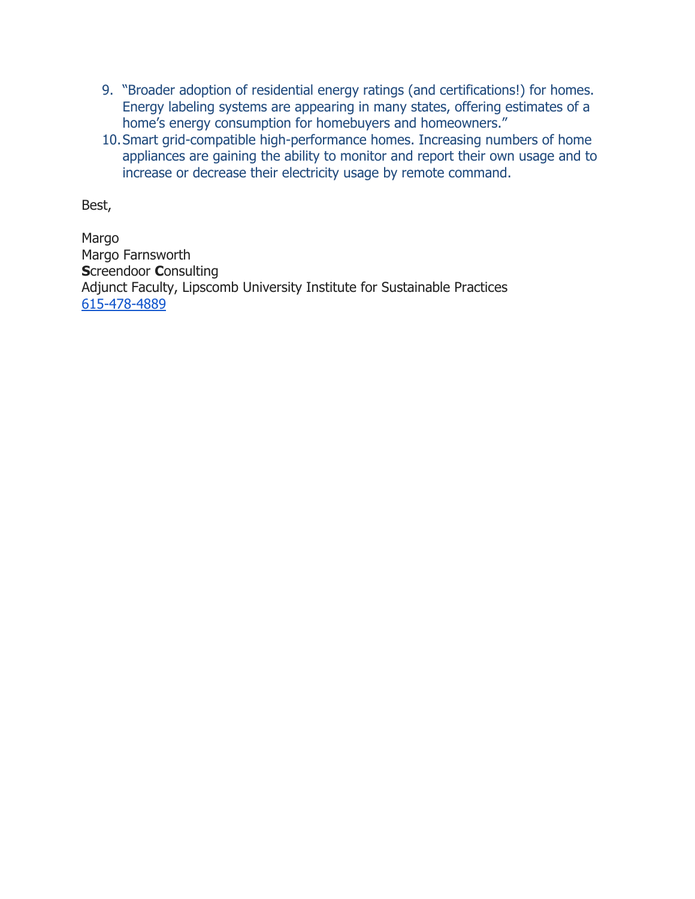9. "Broader adoption of residential energy ratings (and certifications!) for homes. Energy labeling systems are appearing in many states, offering estimates of a home's energy consumption for homebuyers and homeowners."
10. Smart grid-compatible high-performance homes. Increasing numbers of home appliances are gaining the ability to monitor and report their own usage and to increase or decrease their electricity usage by remote command.

Best,

Margo
Margo Farnsworth
**S**creendoor **C**onsulting
Adjunct Faculty, Lipscomb University Institute for Sustainable Practices
615-478-4889